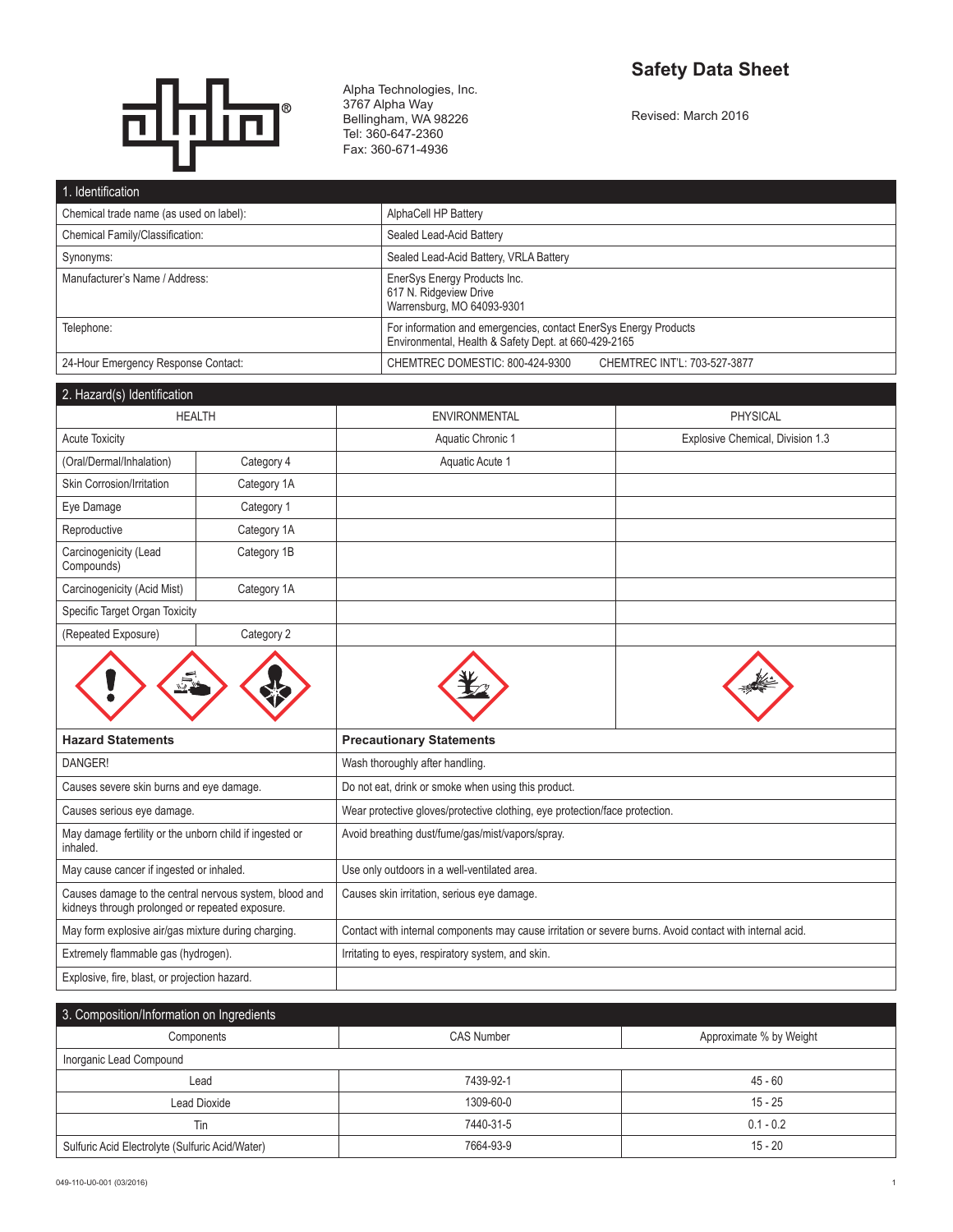Alpha Technologies, Inc.
3767 Alpha Way
Bellingham, WA 98226
Tel: 360-647-2360
Fax: 360-671-4936

# Safety Data Sheet

Revised: March 2016

## 1. Identification

| | |
|---|---|
| Chemical trade name (as used on label): | AlphaCell HP Battery |
| Chemical Family/Classification: | Sealed Lead-Acid Battery |
| Synonyms: | Sealed Lead-Acid Battery, VRLA Battery |
| Manufacturer's Name / Address: | EnerSys Energy Products Inc.<br>617 N. Ridgeview Drive<br>Warrensburg, MO 64093-9301 |
| Telephone: | For information and emergencies, contact EnerSys Energy Products Environmental, Health & Safety Dept. at 660-429-2165 |
| 24-Hour Emergency Response Contact: | CHEMTREC DOMESTIC: 800-424-9300 CHEMTREC INT'L: 703-527-3877 |

## 2. Hazard(s) Identification

| HEALTH | | ENVIRONMENTAL | PHYSICAL |
|---|---|---|---|
| Acute Toxicity | | Aquatic Chronic 1 | Explosive Chemical, Division 1.3 |
| (Oral/Dermal/Inhalation) | Category 4 | Aquatic Acute 1 | |
| Skin Corrosion/Irritation | Category 1A | | |
| Eye Damage | Category 1 | | |
| Reproductive | Category 1A | | |
| Carcinogenicity (Lead Compounds) | Category 1B | | |
| Carcinogenicity (Acid Mist) | Category 1A | | |
| Specific Target Organ Toxicity | | | |
| (Repeated Exposure) | Category 2 | | |

| Hazard Statements | Precautionary Statements |
|---|---|
| DANGER! | Wash thoroughly after handling. |
| Causes severe skin burns and eye damage. | Do not eat, drink or smoke when using this product. |
| Causes serious eye damage. | Wear protective gloves/protective clothing, eye protection/face protection. |
| May damage fertility or the unborn child if ingested or inhaled. | Avoid breathing dust/fume/gas/mist/vapors/spray. |
| May cause cancer if ingested or inhaled. | Use only outdoors in a well-ventilated area. |
| Causes damage to the central nervous system, blood and kidneys through prolonged or repeated exposure. | Causes skin irritation, serious eye damage. |
| May form explosive air/gas mixture during charging. | Contact with internal components may cause irritation or severe burns. Avoid contact with internal acid. |
| Extremely flammable gas (hydrogen). | Irritating to eyes, respiratory system, and skin. |
| Explosive, fire, blast, or projection hazard. | |

## 3. Composition/Information on Ingredients

| Components | CAS Number | Approximate % by Weight |
|---|---|---|
| Inorganic Lead Compound | | |
| Lead | 7439-92-1 | 45 - 60 |
| Lead Dioxide | 1309-60-0 | 15 - 25 |
| Tin | 7440-31-5 | 0.1 - 0.2 |
| Sulfuric Acid Electrolyte (Sulfuric Acid/Water) | 7664-93-9 | 15 - 20 |

049-110-U0-001 (03/2016)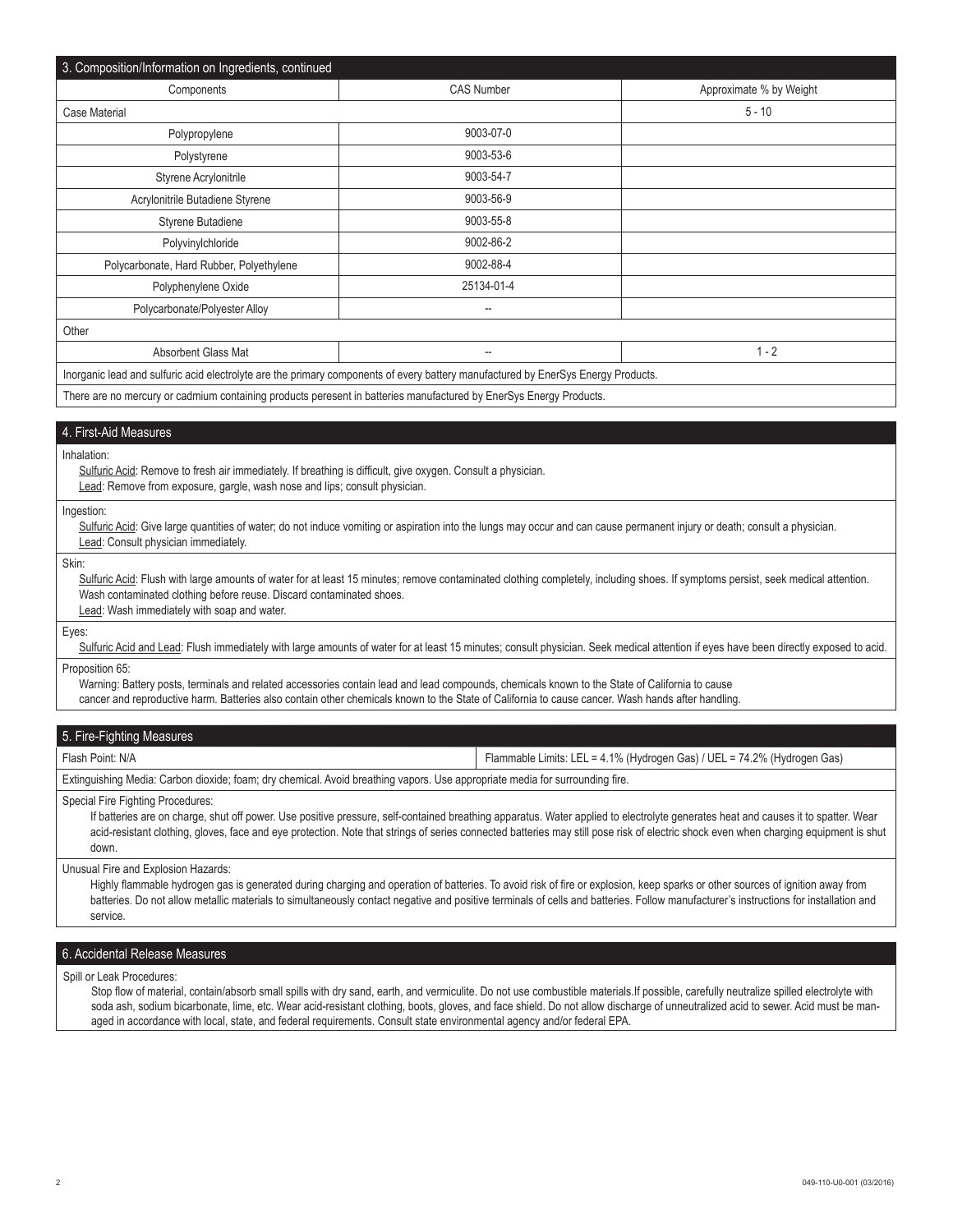## 3. Composition/Information on Ingredients, continued

| Components | CAS Number | Approximate % by Weight |
| --- | --- | --- |
| Case Material | | 5 - 10 |
| Polypropylene | 9003-07-0 | |
| Polystyrene | 9003-53-6 | |
| Styrene Acrylonitrile | 9003-54-7 | |
| Acrylonitrile Butadiene Styrene | 9003-56-9 | |
| Styrene Butadiene | 9003-55-8 | |
| Polyvinylchloride | 9002-86-2 | |
| Polycarbonate, Hard Rubber, Polyethylene | 9002-88-4 | |
| Polyphenylene Oxide | 25134-01-4 | |
| Polycarbonate/Polyester Alloy | -- | |
| Other | | |
| Absorbent Glass Mat | -- | 1 - 2 |

Inorganic lead and sulfuric acid electrolyte are the primary components of every battery manufactured by EnerSys Energy Products.

There are no mercury or cadmium containing products peresent in batteries manufactured by EnerSys Energy Products.

## 4. First-Aid Measures

**Inhalation:**

Sulfuric Acid: Remove to fresh air immediately. If breathing is difficult, give oxygen. Consult a physician.
Lead: Remove from exposure, gargle, wash nose and lips; consult physician.

**Ingestion:**

Sulfuric Acid: Give large quantities of water; do not induce vomiting or aspiration into the lungs may occur and can cause permanent injury or death; consult a physician.
Lead: Consult physician immediately.

**Skin:**

Sulfuric Acid: Flush with large amounts of water for at least 15 minutes; remove contaminated clothing completely, including shoes. If symptoms persist, seek medical attention. Wash contaminated clothing before reuse. Discard contaminated shoes.
Lead: Wash immediately with soap and water.

**Eyes:**

Sulfuric Acid and Lead: Flush immediately with large amounts of water for at least 15 minutes; consult physician. Seek medical attention if eyes have been directly exposed to acid.

**Proposition 65:**

Warning: Battery posts, terminals and related accessories contain lead and lead compounds, chemicals known to the State of California to cause cancer and reproductive harm. Batteries also contain other chemicals known to the State of California to cause cancer. Wash hands after handling.

## 5. Fire-Fighting Measures

| Flash Point: N/A | Flammable Limits: LEL = 4.1% (Hydrogen Gas) / UEL = 74.2% (Hydrogen Gas) |
| --- | --- |

Extinguishing Media: Carbon dioxide; foam; dry chemical. Avoid breathing vapors. Use appropriate media for surrounding fire.

**Special Fire Fighting Procedures:**

If batteries are on charge, shut off power. Use positive pressure, self-contained breathing apparatus. Water applied to electrolyte generates heat and causes it to spatter. Wear acid-resistant clothing, gloves, face and eye protection. Note that strings of series connected batteries may still pose risk of electric shock even when charging equipment is shut down.

**Unusual Fire and Explosion Hazards:**

Highly flammable hydrogen gas is generated during charging and operation of batteries. To avoid risk of fire or explosion, keep sparks or other sources of ignition away from batteries. Do not allow metallic materials to simultaneously contact negative and positive terminals of cells and batteries. Follow manufacturer's instructions for installation and service.

## 6. Accidental Release Measures

**Spill or Leak Procedures:**

Stop flow of material, contain/absorb small spills with dry sand, earth, and vermiculite. Do not use combustible materials.If possible, carefully neutralize spilled electrolyte with soda ash, sodium bicarbonate, lime, etc. Wear acid-resistant clothing, boots, gloves, and face shield. Do not allow discharge of unneutralized acid to sewer. Acid must be managed in accordance with local, state, and federal requirements. Consult state environmental agency and/or federal EPA.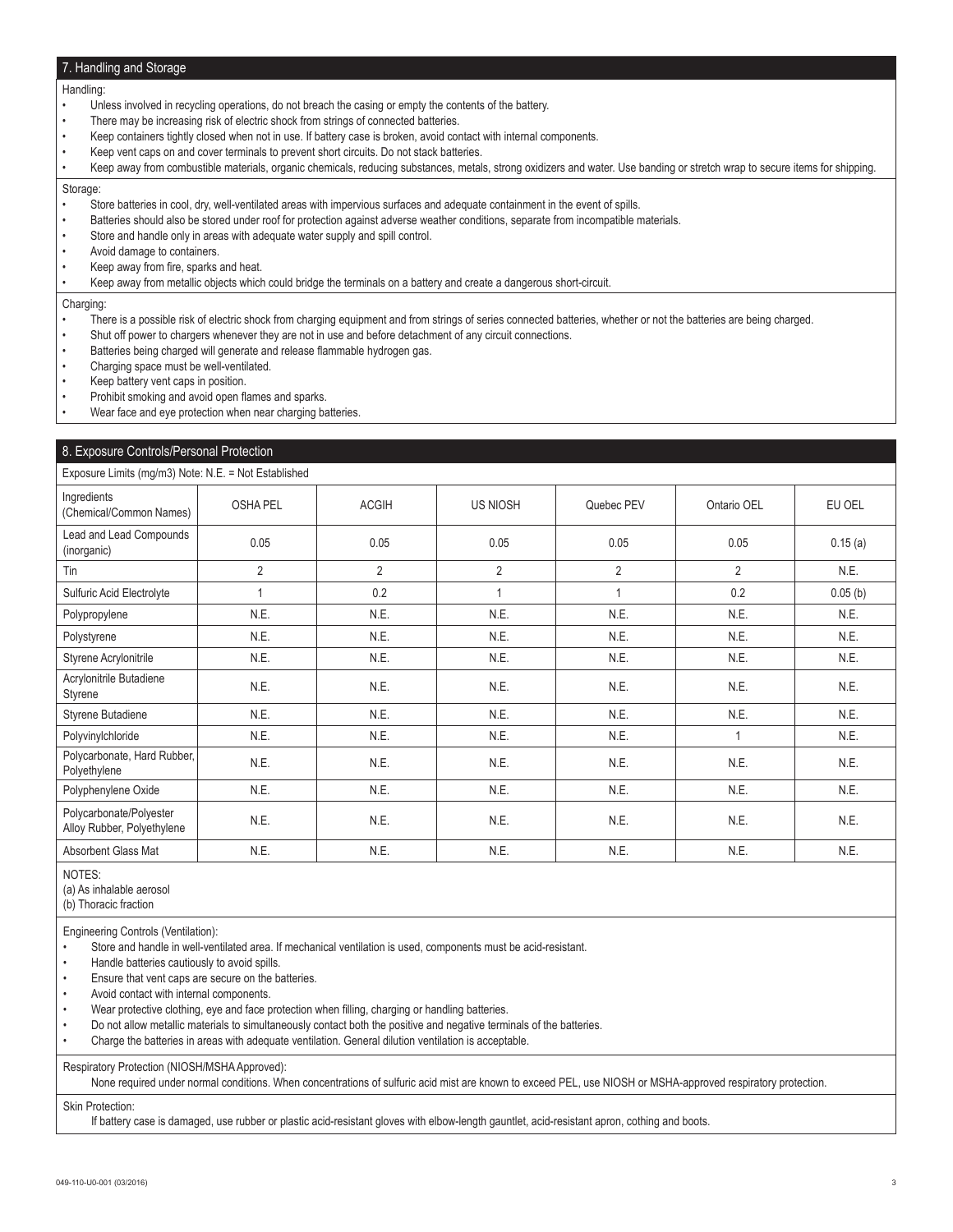## 7. Handling and Storage

Handling:

- Unless involved in recycling operations, do not breach the casing or empty the contents of the battery.
- There may be increasing risk of electric shock from strings of connected batteries.
- Keep containers tightly closed when not in use. If battery case is broken, avoid contact with internal components.
- Keep vent caps on and cover terminals to prevent short circuits. Do not stack batteries.
- Keep away from combustible materials, organic chemicals, reducing substances, metals, strong oxidizers and water. Use banding or stretch wrap to secure items for shipping.

Storage:

- Store batteries in cool, dry, well-ventilated areas with impervious surfaces and adequate containment in the event of spills.
- Batteries should also be stored under roof for protection against adverse weather conditions, separate from incompatible materials.
- Store and handle only in areas with adequate water supply and spill control.
- Avoid damage to containers.
- Keep away from fire, sparks and heat.
- Keep away from metallic objects which could bridge the terminals on a battery and create a dangerous short-circuit.

Charging:

- There is a possible risk of electric shock from charging equipment and from strings of series connected batteries, whether or not the batteries are being charged.
- Shut off power to chargers whenever they are not in use and before detachment of any circuit connections.
- Batteries being charged will generate and release flammable hydrogen gas.
- Charging space must be well-ventilated.
- Keep battery vent caps in position.
- Prohibit smoking and avoid open flames and sparks.
- Wear face and eye protection when near charging batteries.

## 8. Exposure Controls/Personal Protection

Exposure Limits (mg/m3) Note: N.E. = Not Established

| Ingredients (Chemical/Common Names) | OSHA PEL | ACGIH | US NIOSH | Quebec PEV | Ontario OEL | EU OEL |
|---|---|---|---|---|---|---|
| Lead and Lead Compounds (inorganic) | 0.05 | 0.05 | 0.05 | 0.05 | 0.05 | 0.15 (a) |
| Tin | 2 | 2 | 2 | 2 | 2 | N.E. |
| Sulfuric Acid Electrolyte | 1 | 0.2 | 1 | 1 | 0.2 | 0.05 (b) |
| Polypropylene | N.E. | N.E. | N.E. | N.E. | N.E. | N.E. |
| Polystyrene | N.E. | N.E. | N.E. | N.E. | N.E. | N.E. |
| Styrene Acrylonitrile | N.E. | N.E. | N.E. | N.E. | N.E. | N.E. |
| Acrylonitrile Butadiene Styrene | N.E. | N.E. | N.E. | N.E. | N.E. | N.E. |
| Styrene Butadiene | N.E. | N.E. | N.E. | N.E. | N.E. | N.E. |
| Polyvinylchloride | N.E. | N.E. | N.E. | N.E. | 1 | N.E. |
| Polycarbonate, Hard Rubber, Polyethylene | N.E. | N.E. | N.E. | N.E. | N.E. | N.E. |
| Polyphenylene Oxide | N.E. | N.E. | N.E. | N.E. | N.E. | N.E. |
| Polycarbonate/Polyester Alloy Rubber, Polyethylene | N.E. | N.E. | N.E. | N.E. | N.E. | N.E. |
| Absorbent Glass Mat | N.E. | N.E. | N.E. | N.E. | N.E. | N.E. |

NOTES:
(a) As inhalable aerosol
(b) Thoracic fraction

Engineering Controls (Ventilation):

- Store and handle in well-ventilated area. If mechanical ventilation is used, components must be acid-resistant.
- Handle batteries cautiously to avoid spills.
- Ensure that vent caps are secure on the batteries.
- Avoid contact with internal components.
- Wear protective clothing, eye and face protection when filling, charging or handling batteries.
- Do not allow metallic materials to simultaneously contact both the positive and negative terminals of the batteries.
- Charge the batteries in areas with adequate ventilation. General dilution ventilation is acceptable.

Respiratory Protection (NIOSH/MSHA Approved):

None required under normal conditions. When concentrations of sulfuric acid mist are known to exceed PEL, use NIOSH or MSHA-approved respiratory protection.

Skin Protection:

If battery case is damaged, use rubber or plastic acid-resistant gloves with elbow-length gauntlet, acid-resistant apron, cothing and boots.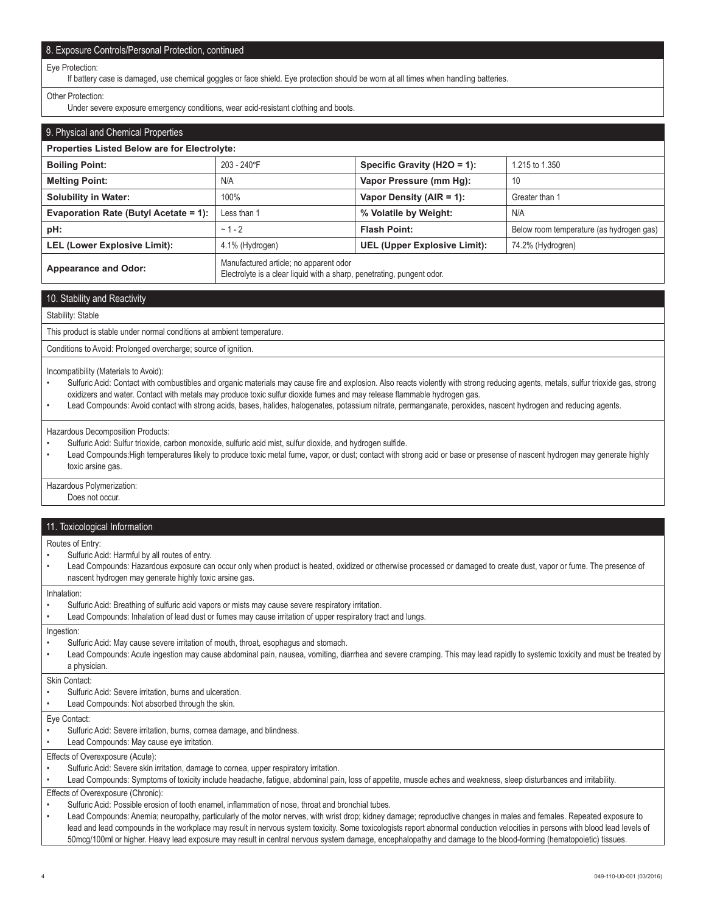## 8. Exposure Controls/Personal Protection, continued

Eye Protection:

If battery case is damaged, use chemical goggles or face shield. Eye protection should be worn at all times when handling batteries.

Other Protection:

Under severe exposure emergency conditions, wear acid-resistant clothing and boots.

## 9. Physical and Chemical Properties

| Properties Listed Below are for Electrolyte: | | | |
|---|---|---|---|
| **Boiling Point:** | 203 - 240°F | **Specific Gravity (H2O = 1):** | 1.215 to 1.350 |
| **Melting Point:** | N/A | **Vapor Pressure (mm Hg):** | 10 |
| **Solubility in Water:** | 100% | **Vapor Density (AIR = 1):** | Greater than 1 |
| **Evaporation Rate (Butyl Acetate = 1):** | Less than 1 | **% Volatile by Weight:** | N/A |
| **pH:** | ~ 1 - 2 | **Flash Point:** | Below room temperature (as hydrogen gas) |
| **LEL (Lower Explosive Limit):** | 4.1% (Hydrogen) | **UEL (Upper Explosive Limit):** | 74.2% (Hydrogren) |
| **Appearance and Odor:** | Manufactured article; no apparent odor<br>Electrolyte is a clear liquid with a sharp, penetrating, pungent odor. | | |

## 10. Stability and Reactivity

Stability: Stable

This product is stable under normal conditions at ambient temperature.

Conditions to Avoid: Prolonged overcharge; source of ignition.

Incompatibility (Materials to Avoid):

- Sulfuric Acid: Contact with combustibles and organic materials may cause fire and explosion. Also reacts violently with strong reducing agents, metals, sulfur trioxide gas, strong oxidizers and water. Contact with metals may produce toxic sulfur dioxide fumes and may release flammable hydrogen gas.
- Lead Compounds: Avoid contact with strong acids, bases, halides, halogenates, potassium nitrate, permanganate, peroxides, nascent hydrogen and reducing agents.

Hazardous Decomposition Products:

- Sulfuric Acid: Sulfur trioxide, carbon monoxide, sulfuric acid mist, sulfur dioxide, and hydrogen sulfide.
- Lead Compounds:High temperatures likely to produce toxic metal fume, vapor, or dust; contact with strong acid or base or presense of nascent hydrogen may generate highly toxic arsine gas.

Hazardous Polymerization:

Does not occur.

## 11. Toxicological Information

Routes of Entry:

- Sulfuric Acid: Harmful by all routes of entry.
- Lead Compounds: Hazardous exposure can occur only when product is heated, oxidized or otherwise processed or damaged to create dust, vapor or fume. The presence of nascent hydrogen may generate highly toxic arsine gas.

Inhalation:

- Sulfuric Acid: Breathing of sulfuric acid vapors or mists may cause severe respiratory irritation.
- Lead Compounds: Inhalation of lead dust or fumes may cause irritation of upper respiratory tract and lungs.

Ingestion:

- Sulfuric Acid: May cause severe irritation of mouth, throat, esophagus and stomach.
- Lead Compounds: Acute ingestion may cause abdominal pain, nausea, vomiting, diarrhea and severe cramping. This may lead rapidly to systemic toxicity and must be treated by a physician.

Skin Contact:

- Sulfuric Acid: Severe irritation, burns and ulceration.
- Lead Compounds: Not absorbed through the skin.

Eye Contact:

- Sulfuric Acid: Severe irritation, burns, cornea damage, and blindness.
- Lead Compounds: May cause eye irritation.

Effects of Overexposure (Acute):

- Sulfuric Acid: Severe skin irritation, damage to cornea, upper respiratory irritation.
- Lead Compounds: Symptoms of toxicity include headache, fatigue, abdominal pain, loss of appetite, muscle aches and weakness, sleep disturbances and irritability.

Effects of Overexposure (Chronic):

- Sulfuric Acid: Possible erosion of tooth enamel, inflammation of nose, throat and bronchial tubes.
- Lead Compounds: Anemia; neuropathy, particularly of the motor nerves, with wrist drop; kidney damage; reproductive changes in males and females. Repeated exposure to lead and lead compounds in the workplace may result in nervous system toxicity. Some toxicologists report abnormal conduction velocities in persons with blood lead levels of 50mcg/100ml or higher. Heavy lead exposure may result in central nervous system damage, encephalopathy and damage to the blood-forming (hematopoietic) tissues.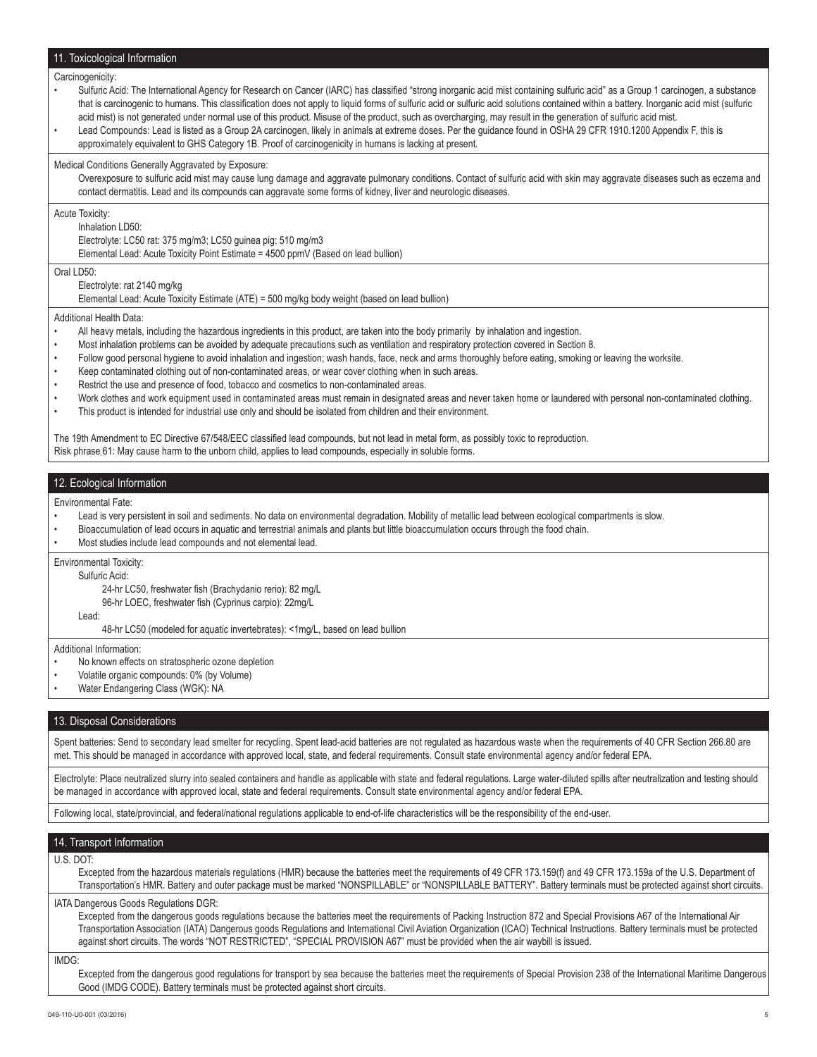## 11. Toxicological Information

Carcinogenicity:

- Sulfuric Acid: The International Agency for Research on Cancer (IARC) has classified "strong inorganic acid mist containing sulfuric acid" as a Group 1 carcinogen, a substance that is carcinogenic to humans. This classification does not apply to liquid forms of sulfuric acid or sulfuric acid solutions contained within a battery. Inorganic acid mist (sulfuric acid mist) is not generated under normal use of this product. Misuse of the product, such as overcharging, may result in the generation of sulfuric acid mist.
- Lead Compounds: Lead is listed as a Group 2A carcinogen, likely in animals at extreme doses. Per the guidance found in OSHA 29 CFR 1910.1200 Appendix F, this is approximately equivalent to GHS Category 1B. Proof of carcinogenicity in humans is lacking at present.

Medical Conditions Generally Aggravated by Exposure:

Overexposure to sulfuric acid mist may cause lung damage and aggravate pulmonary conditions. Contact of sulfuric acid with skin may aggravate diseases such as eczema and contact dermatitis. Lead and its compounds can aggravate some forms of kidney, liver and neurologic diseases.

Acute Toxicity:

Inhalation LD50:

Electrolyte: LC50 rat: 375 mg/m3; LC50 guinea pig: 510 mg/m3

Elemental Lead: Acute Toxicity Point Estimate = 4500 ppmV (Based on lead bullion)

Oral LD50:

Electrolyte: rat 2140 mg/kg

Elemental Lead: Acute Toxicity Estimate (ATE) = 500 mg/kg body weight (based on lead bullion)

Additional Health Data:

- All heavy metals, including the hazardous ingredients in this product, are taken into the body primarily by inhalation and ingestion.
- Most inhalation problems can be avoided by adequate precautions such as ventilation and respiratory protection covered in Section 8.
- Follow good personal hygiene to avoid inhalation and ingestion; wash hands, face, neck and arms thoroughly before eating, smoking or leaving the worksite.
- Keep contaminated clothing out of non-contaminated areas, or wear cover clothing when in such areas.
- Restrict the use and presence of food, tobacco and cosmetics to non-contaminated areas.
- Work clothes and work equipment used in contaminated areas must remain in designated areas and never taken home or laundered with personal non-contaminated clothing.
- This product is intended for industrial use only and should be isolated from children and their environment.

The 19th Amendment to EC Directive 67/548/EEC classified lead compounds, but not lead in metal form, as possibly toxic to reproduction.
Risk phrase 61: May cause harm to the unborn child, applies to lead compounds, especially in soluble forms.

## 12. Ecological Information

Environmental Fate:

- Lead is very persistent in soil and sediments. No data on environmental degradation. Mobility of metallic lead between ecological compartments is slow.
- Bioaccumulation of lead occurs in aquatic and terrestrial animals and plants but little bioaccumulation occurs through the food chain.
- Most studies include lead compounds and not elemental lead.

Environmental Toxicity:

Sulfuric Acid:

24-hr LC50, freshwater fish (Brachydanio rerio): 82 mg/L

96-hr LOEC, freshwater fish (Cyprinus carpio): 22mg/L

Lead:

48-hr LC50 (modeled for aquatic invertebrates): <1mg/L, based on lead bullion

Additional Information:

- No known effects on stratospheric ozone depletion
- Volatile organic compounds: 0% (by Volume)
- Water Endangering Class (WGK): NA

## 13. Disposal Considerations

Spent batteries: Send to secondary lead smelter for recycling. Spent lead-acid batteries are not regulated as hazardous waste when the requirements of 40 CFR Section 266.80 are met. This should be managed in accordance with approved local, state, and federal requirements. Consult state environmental agency and/or federal EPA.

Electrolyte: Place neutralized slurry into sealed containers and handle as applicable with state and federal regulations. Large water-diluted spills after neutralization and testing should be managed in accordance with approved local, state and federal requirements. Consult state environmental agency and/or federal EPA.

Following local, state/provincial, and federal/national regulations applicable to end-of-life characteristics will be the responsibility of the end-user.

## 14. Transport Information

U.S. DOT:

Excepted from the hazardous materials regulations (HMR) because the batteries meet the requirements of 49 CFR 173.159(f) and 49 CFR 173.159a of the U.S. Department of Transportation's HMR. Battery and outer package must be marked "NONSPILLABLE" or "NONSPILLABLE BATTERY". Battery terminals must be protected against short circuits.

IATA Dangerous Goods Regulations DGR:

Excepted from the dangerous goods regulations because the batteries meet the requirements of Packing Instruction 872 and Special Provisions A67 of the International Air Transportation Association (IATA) Dangerous goods Regulations and International Civil Aviation Organization (ICAO) Technical Instructions. Battery terminals must be protected against short circuits. The words "NOT RESTRICTED", "SPECIAL PROVISION A67" must be provided when the air waybill is issued.

IMDG:

Excepted from the dangerous good regulations for transport by sea because the batteries meet the requirements of Special Provision 238 of the International Maritime Dangerous Good (IMDG CODE). Battery terminals must be protected against short circuits.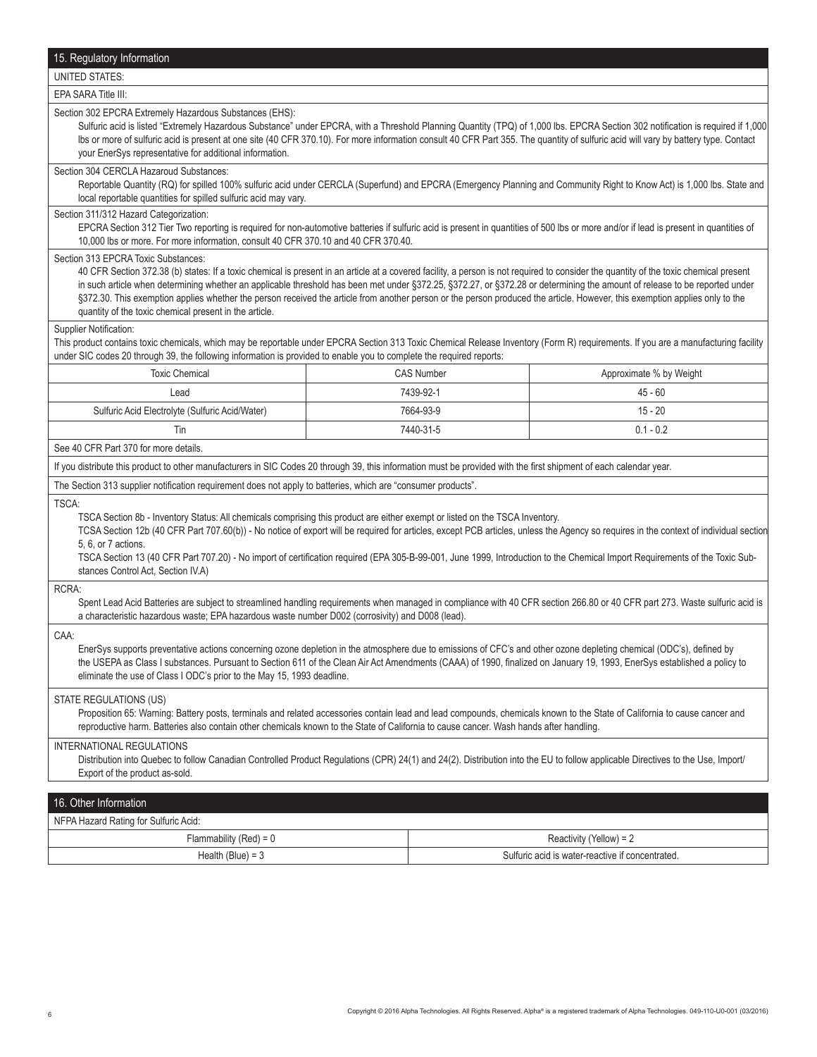## 15. Regulatory Information

UNITED STATES:

EPA SARA Title III:

Section 302 EPCRA Extremely Hazardous Substances (EHS):

Sulfuric acid is listed "Extremely Hazardous Substance" under EPCRA, with a Threshold Planning Quantity (TPQ) of 1,000 lbs. EPCRA Section 302 notification is required if 1,000 lbs or more of sulfuric acid is present at one site (40 CFR 370.10). For more information consult 40 CFR Part 355. The quantity of sulfuric acid will vary by battery type. Contact your EnerSys representative for additional information.

Section 304 CERCLA Hazaroud Substances:

Reportable Quantity (RQ) for spilled 100% sulfuric acid under CERCLA (Superfund) and EPCRA (Emergency Planning and Community Right to Know Act) is 1,000 lbs. State and local reportable quantities for spilled sulfuric acid may vary.

Section 311/312 Hazard Categorization:

EPCRA Section 312 Tier Two reporting is required for non-automotive batteries if sulfuric acid is present in quantities of 500 lbs or more and/or if lead is present in quantities of 10,000 lbs or more. For more information, consult 40 CFR 370.10 and 40 CFR 370.40.

Section 313 EPCRA Toxic Substances:

40 CFR Section 372.38 (b) states: If a toxic chemical is present in an article at a covered facility, a person is not required to consider the quantity of the toxic chemical present in such article when determining whether an applicable threshold has been met under §372.25, §372.27, or §372.28 or determining the amount of release to be reported under §372.30. This exemption applies whether the person received the article from another person or the person produced the article. However, this exemption applies only to the quantity of the toxic chemical present in the article.

Supplier Notification:

This product contains toxic chemicals, which may be reportable under EPCRA Section 313 Toxic Chemical Release Inventory (Form R) requirements. If you are a manufacturing facility under SIC codes 20 through 39, the following information is provided to enable you to complete the required reports:

| Toxic Chemical | CAS Number | Approximate % by Weight |
|---|---|---|
| Lead | 7439-92-1 | 45 - 60 |
| Sulfuric Acid Electrolyte (Sulfuric Acid/Water) | 7664-93-9 | 15 - 20 |
| Tin | 7440-31-5 | 0.1 - 0.2 |

See 40 CFR Part 370 for more details.

If you distribute this product to other manufacturers in SIC Codes 20 through 39, this information must be provided with the first shipment of each calendar year.

The Section 313 supplier notification requirement does not apply to batteries, which are "consumer products".

TSCA:

TSCA Section 8b - Inventory Status: All chemicals comprising this product are either exempt or listed on the TSCA Inventory.

TCSA Section 12b (40 CFR Part 707.60(b)) - No notice of export will be required for articles, except PCB articles, unless the Agency so requires in the context of individual section 5, 6, or 7 actions.

TSCA Section 13 (40 CFR Part 707.20) - No import of certification required (EPA 305-B-99-001, June 1999, Introduction to the Chemical Import Requirements of the Toxic Substances Control Act, Section IV.A)

RCRA:

Spent Lead Acid Batteries are subject to streamlined handling requirements when managed in compliance with 40 CFR section 266.80 or 40 CFR part 273. Waste sulfuric acid is a characteristic hazardous waste; EPA hazardous waste number D002 (corrosivity) and D008 (lead).

CAA:

EnerSys supports preventative actions concerning ozone depletion in the atmosphere due to emissions of CFC's and other ozone depleting chemical (ODC's), defined by the USEPA as Class I substances. Pursuant to Section 611 of the Clean Air Act Amendments (CAAA) of 1990, finalized on January 19, 1993, EnerSys established a policy to eliminate the use of Class I ODC's prior to the May 15, 1993 deadline.

STATE REGULATIONS (US)

Proposition 65: Warning: Battery posts, terminals and related accessories contain lead and lead compounds, chemicals known to the State of California to cause cancer and reproductive harm. Batteries also contain other chemicals known to the State of California to cause cancer. Wash hands after handling.

INTERNATIONAL REGULATIONS

Distribution into Quebec to follow Canadian Controlled Product Regulations (CPR) 24(1) and 24(2). Distribution into the EU to follow applicable Directives to the Use, Import/Export of the product as-sold.

## 16. Other Information

NFPA Hazard Rating for Sulfuric Acid:

| | |
|---|---|
| Flammability (Red) = 0 | Reactivity (Yellow) = 2 |
| Health (Blue) = 3 | Sulfuric acid is water-reactive if concentrated. |

Copyright © 2016 Alpha Technologies. All Rights Reserved. Alpha® is a registered trademark of Alpha Technologies. 049-110-U0-001 (03/2016)